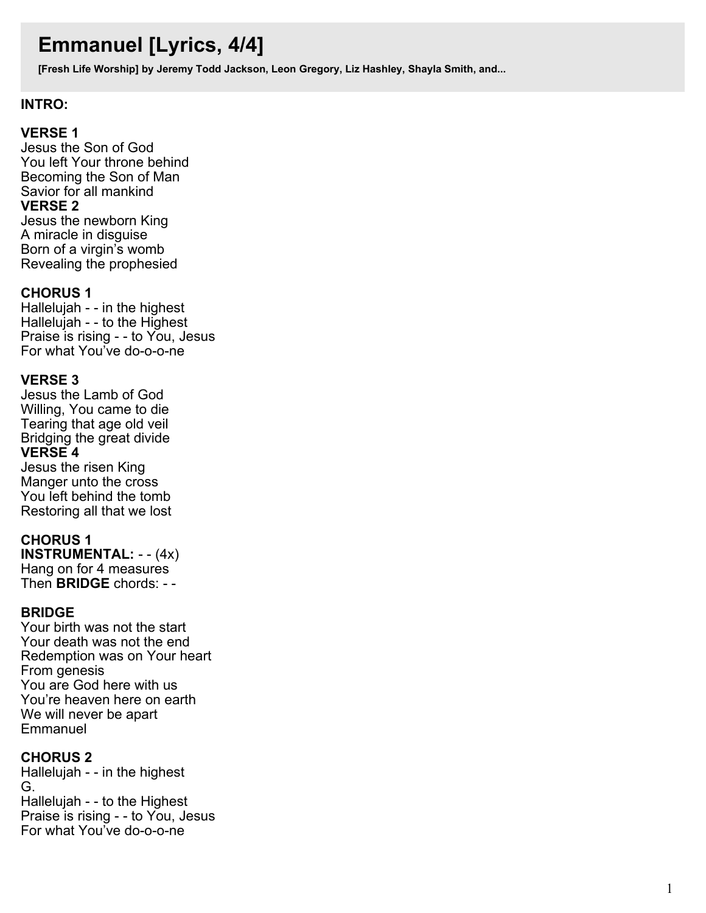# Emmanuel [Lyrics, 4/4]

**[Fresh Life Worship] by Jeremy Todd Jackson, Leon Gregory, Liz Hashley, Shayla Smith, and...**

**INTRO:**

**VERSE 1**
Jesus the Son of God
You left Your throne behind
Becoming the Son of Man
Savior for all mankind
**VERSE 2**
Jesus the newborn King
A miracle in disguise
Born of a virgin's womb
Revealing the prophesied

**CHORUS 1**
Hallelujah - - in the highest
Hallelujah - - to the Highest
Praise is rising - - to You, Jesus
For what You've do-o-o-ne

**VERSE 3**
Jesus the Lamb of God
Willing, You came to die
Tearing that age old veil
Bridging the great divide
**VERSE 4**
Jesus the risen King
Manger unto the cross
You left behind the tomb
Restoring all that we lost

**CHORUS 1**
**INSTRUMENTAL:** - - (4x)
Hang on for 4 measures
Then **BRIDGE** chords: - -

**BRIDGE**
Your birth was not the start
Your death was not the end
Redemption was on Your heart
From genesis
You are God here with us
You're heaven here on earth
We will never be apart
Emmanuel

**CHORUS 2**
Hallelujah - - in the highest
G.
Hallelujah - - to the Highest
Praise is rising - - to You, Jesus
For what You've do-o-o-ne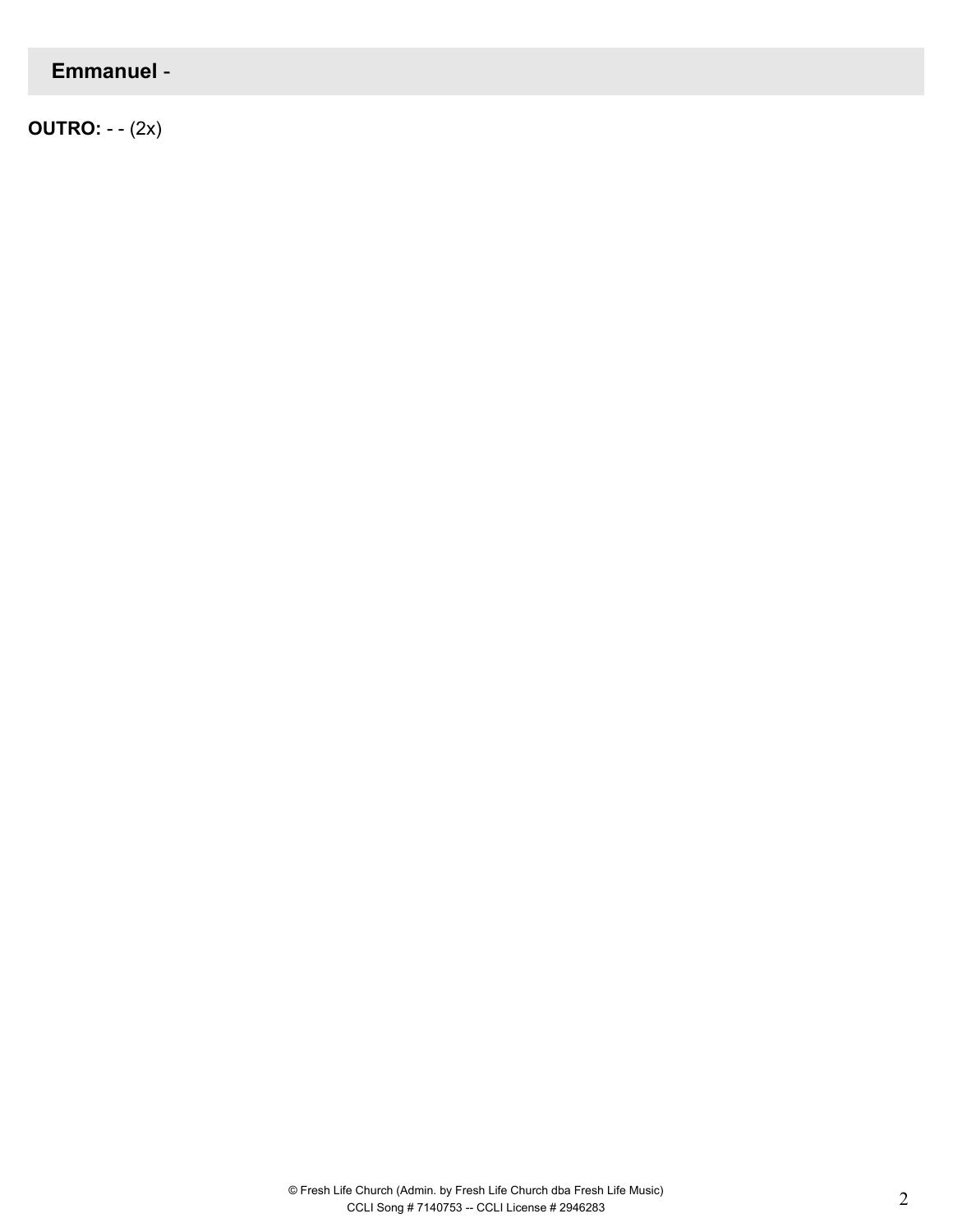## **Emmanuel** -

**OUTRO:** - - (2x)

© Fresh Life Church (Admin. by Fresh Life Church dba Fresh Life Music)
CCLI Song # 7140753 -- CCLI License # 2946283